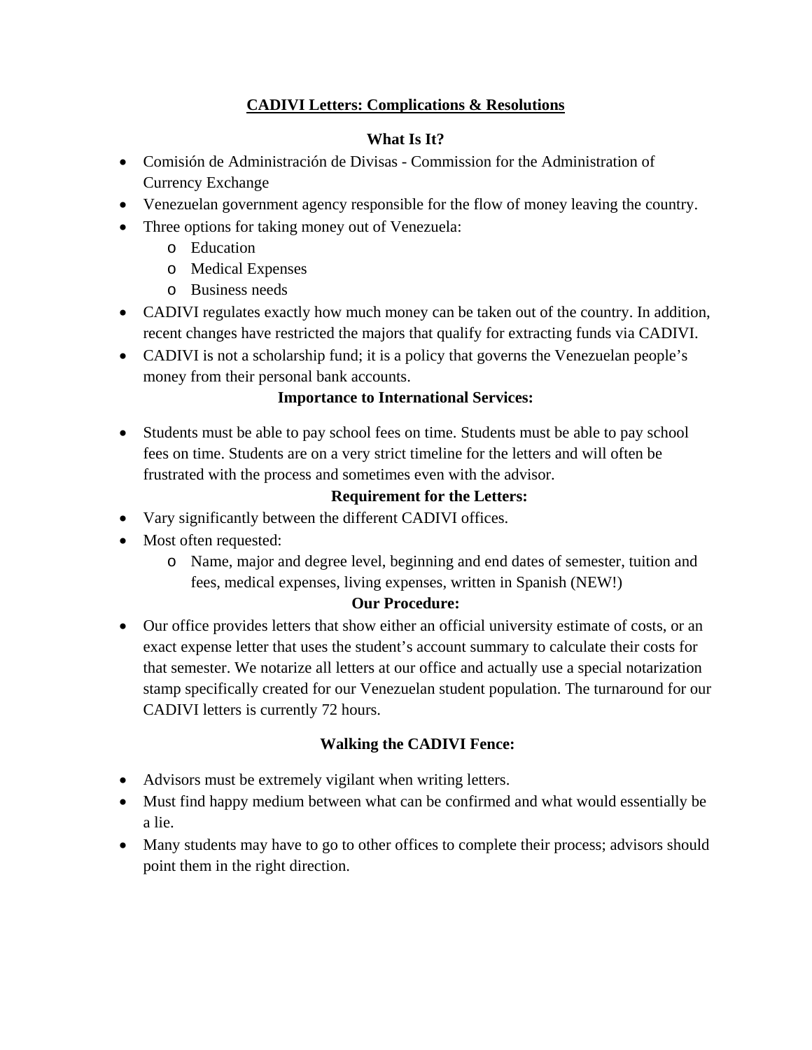# CADIVI Letters: Complications & Resolutions

## What Is It?

- Comisión de Administración de Divisas - Commission for the Administration of Currency Exchange
- Venezuelan government agency responsible for the flow of money leaving the country.
- Three options for taking money out of Venezuela:
  - Education
  - Medical Expenses
  - Business needs
- CADIVI regulates exactly how much money can be taken out of the country. In addition, recent changes have restricted the majors that qualify for extracting funds via CADIVI.
- CADIVI is not a scholarship fund; it is a policy that governs the Venezuelan people's money from their personal bank accounts.

## Importance to International Services:

- Students must be able to pay school fees on time. Students must be able to pay school fees on time. Students are on a very strict timeline for the letters and will often be frustrated with the process and sometimes even with the advisor.

## Requirement for the Letters:

- Vary significantly between the different CADIVI offices.
- Most often requested:
  - Name, major and degree level, beginning and end dates of semester, tuition and fees, medical expenses, living expenses, written in Spanish (NEW!)

## Our Procedure:

- Our office provides letters that show either an official university estimate of costs, or an exact expense letter that uses the student's account summary to calculate their costs for that semester. We notarize all letters at our office and actually use a special notarization stamp specifically created for our Venezuelan student population. The turnaround for our CADIVI letters is currently 72 hours.

## Walking the CADIVI Fence:

- Advisors must be extremely vigilant when writing letters.
- Must find happy medium between what can be confirmed and what would essentially be a lie.
- Many students may have to go to other offices to complete their process; advisors should point them in the right direction.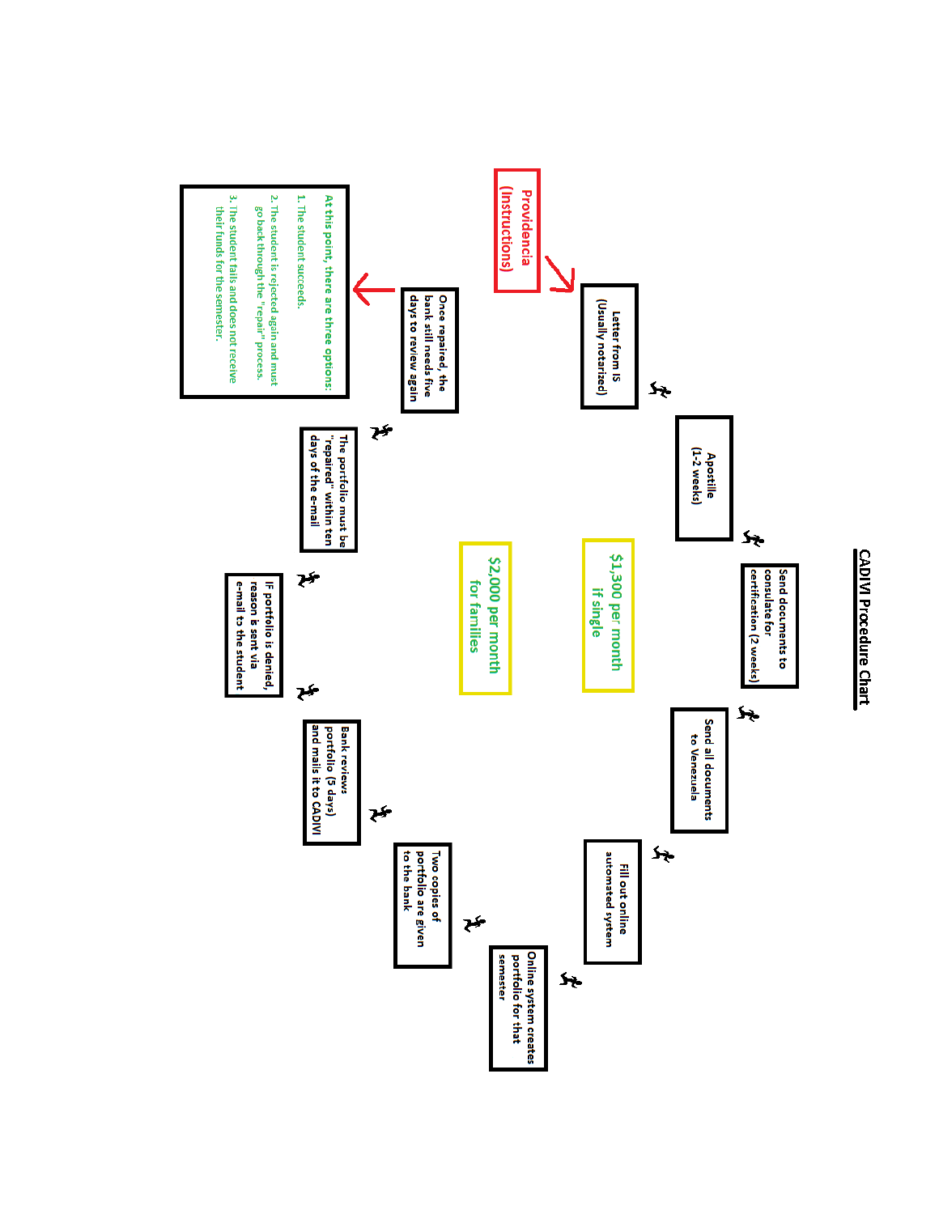# CADIVI Procedure Chart

**Providencia (Instructions)**

Letter from IS (Usually notarized)

Apostille (1-2 weeks)

Send documents to consulate for certification (2 weeks)

Send all documents to Venezuela

Fill out online automated system

Online system creates portfolio for that semester

Two copies of portfolio are given to the bank

Bank reviews portfolio (5 days) and mails it to CADIVI

IF portfolio is denied, reason is sent via e-mail to the student

The portfolio must be "repaired" within ten days of the e-mail

Once repaired, the bank still needs five days to review again

At this point, there are three options:

1. The student succeeds.
2. The student is rejected again and must go back through the "repair" process.
3. The student fails and does not receive their funds for the semester.

$1,300 per month if single

$2,000 per month for families